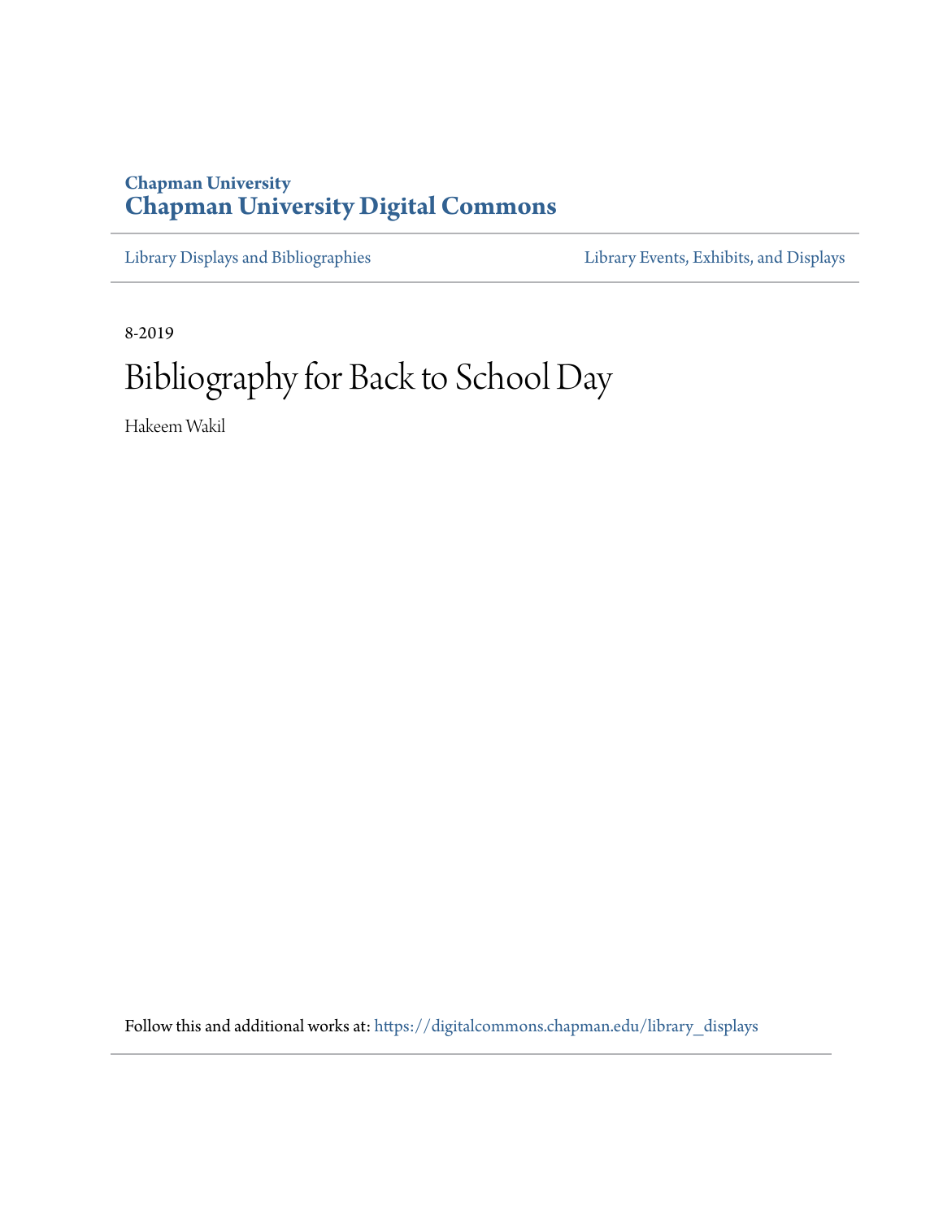Chapman University

**Chapman University Digital Commons**

Library Displays and Bibliographies

Library Events, Exhibits, and Displays

8-2019

# Bibliography for Back to School Day

Hakeem Wakil

Follow this and additional works at: https://digitalcommons.chapman.edu/library_displays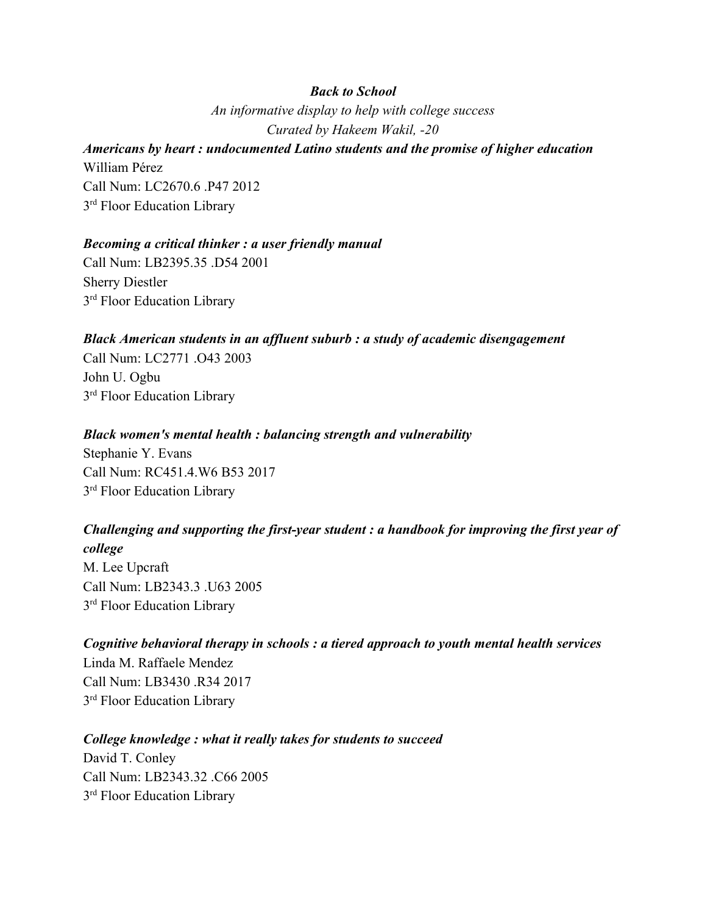***Back to School***

*An informative display to help with college success*

*Curated by Hakeem Wakil, -20*

***Americans by heart : undocumented Latino students and the promise of higher education***
William Pérez
Call Num: LC2670.6 .P47 2012
3rd Floor Education Library

***Becoming a critical thinker : a user friendly manual***
Call Num: LB2395.35 .D54 2001
Sherry Diestler
3rd Floor Education Library

***Black American students in an affluent suburb : a study of academic disengagement***
Call Num: LC2771 .O43 2003
John U. Ogbu
3rd Floor Education Library

***Black women's mental health : balancing strength and vulnerability***
Stephanie Y. Evans
Call Num: RC451.4.W6 B53 2017
3rd Floor Education Library

***Challenging and supporting the first-year student : a handbook for improving the first year of college***
M. Lee Upcraft
Call Num: LB2343.3 .U63 2005
3rd Floor Education Library

***Cognitive behavioral therapy in schools : a tiered approach to youth mental health services***
Linda M. Raffaele Mendez
Call Num: LB3430 .R34 2017
3rd Floor Education Library

***College knowledge : what it really takes for students to succeed***
David T. Conley
Call Num: LB2343.32 .C66 2005
3rd Floor Education Library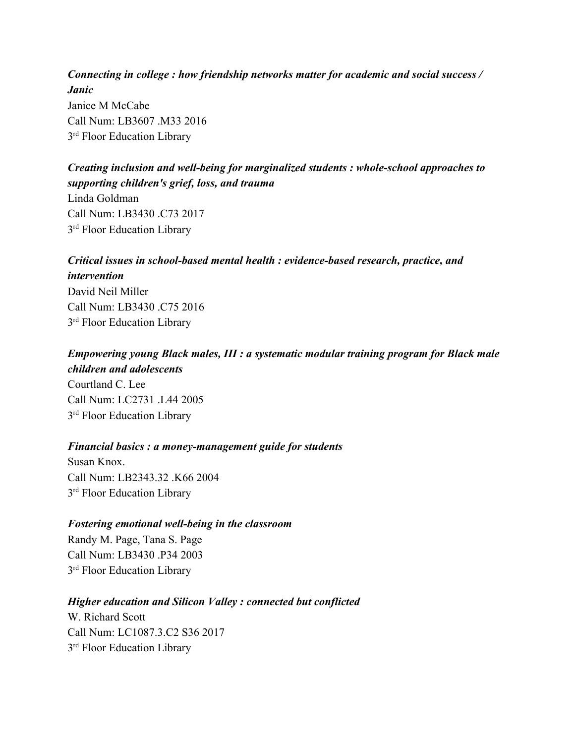***Connecting in college : how friendship networks matter for academic and social success / Janic***
Janice M McCabe
Call Num: LB3607 .M33 2016
3rd Floor Education Library

***Creating inclusion and well-being for marginalized students : whole-school approaches to supporting children's grief, loss, and trauma***
Linda Goldman
Call Num: LB3430 .C73 2017
3rd Floor Education Library

***Critical issues in school-based mental health : evidence-based research, practice, and intervention***
David Neil Miller
Call Num: LB3430 .C75 2016
3rd Floor Education Library

***Empowering young Black males, III : a systematic modular training program for Black male children and adolescents***
Courtland C. Lee
Call Num: LC2731 .L44 2005
3rd Floor Education Library

***Financial basics : a money-management guide for students***
Susan Knox.
Call Num: LB2343.32 .K66 2004
3rd Floor Education Library

***Fostering emotional well-being in the classroom***
Randy M. Page, Tana S. Page
Call Num: LB3430 .P34 2003
3rd Floor Education Library

***Higher education and Silicon Valley : connected but conflicted***
W. Richard Scott
Call Num: LC1087.3.C2 S36 2017
3rd Floor Education Library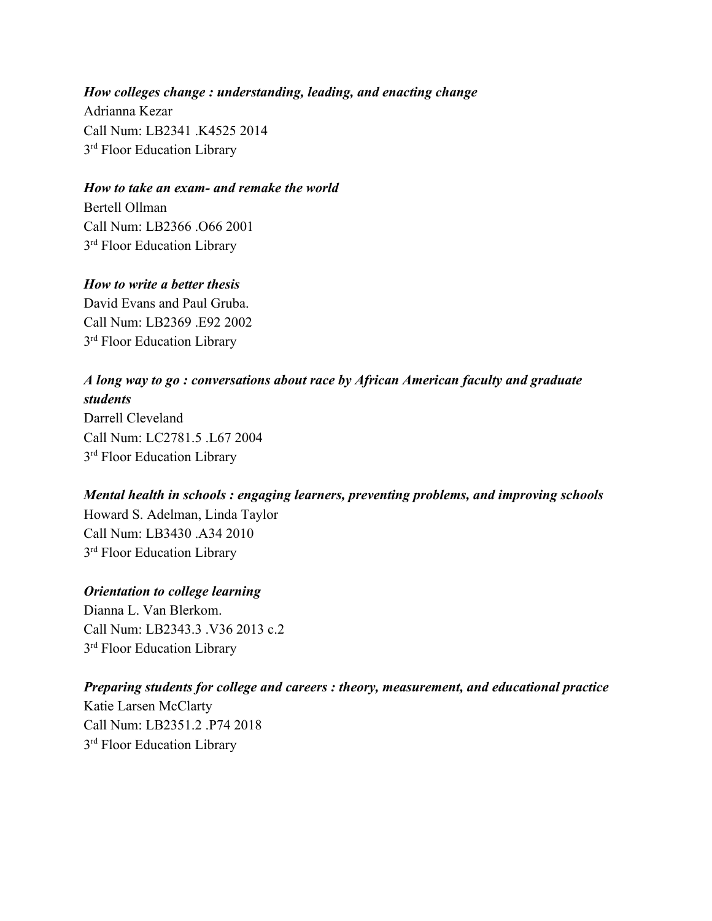***How colleges change : understanding, leading, and enacting change***
Adrianna Kezar
Call Num: LB2341 .K4525 2014
3rd Floor Education Library

***How to take an exam- and remake the world***
Bertell Ollman
Call Num: LB2366 .O66 2001
3rd Floor Education Library

***How to write a better thesis***
David Evans and Paul Gruba.
Call Num: LB2369 .E92 2002
3rd Floor Education Library

***A long way to go : conversations about race by African American faculty and graduate students***
Darrell Cleveland
Call Num: LC2781.5 .L67 2004
3rd Floor Education Library

***Mental health in schools : engaging learners, preventing problems, and improving schools***
Howard S. Adelman, Linda Taylor
Call Num: LB3430 .A34 2010
3rd Floor Education Library

***Orientation to college learning***
Dianna L. Van Blerkom.
Call Num: LB2343.3 .V36 2013 c.2
3rd Floor Education Library

***Preparing students for college and careers : theory, measurement, and educational practice***
Katie Larsen McClarty
Call Num: LB2351.2 .P74 2018
3rd Floor Education Library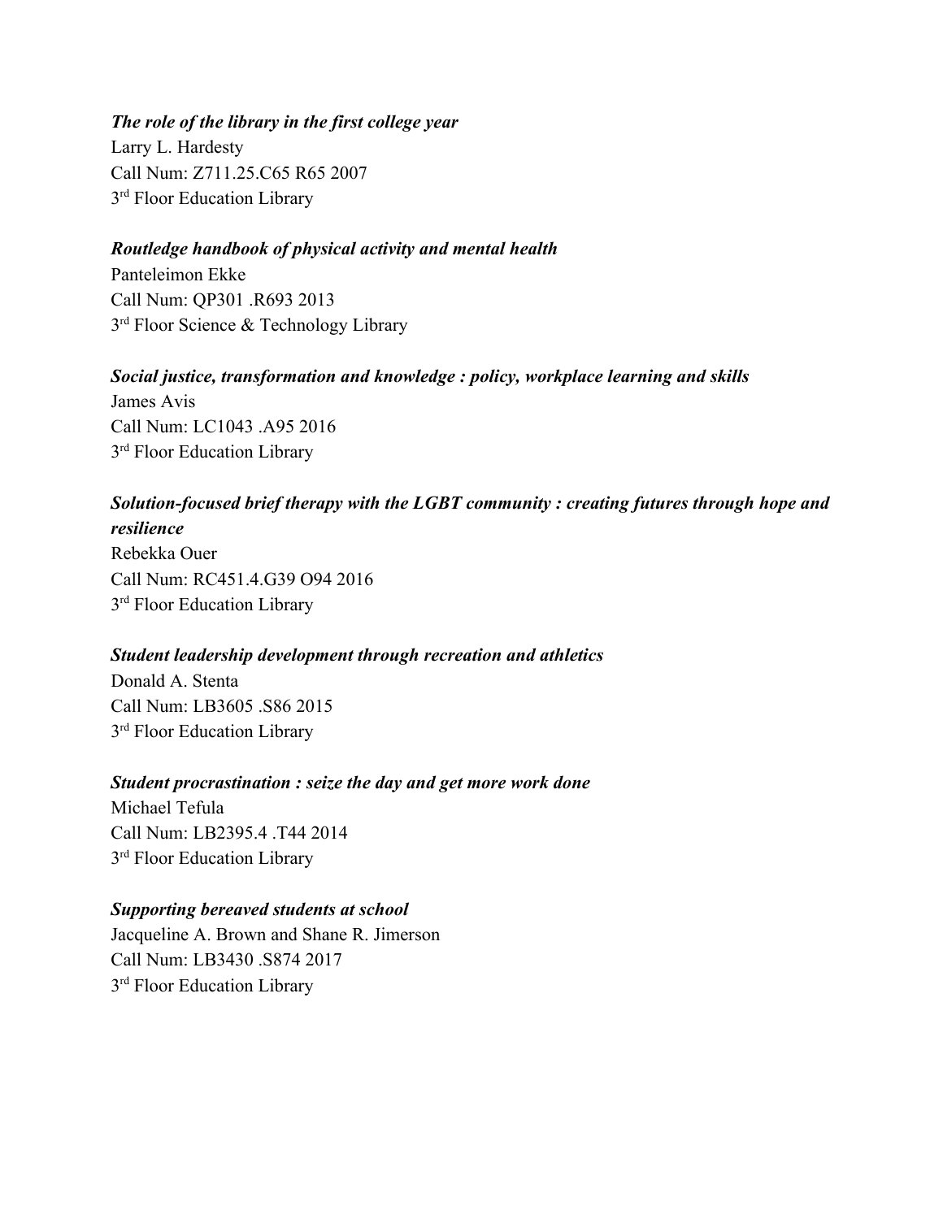***The role of the library in the first college year***
Larry L. Hardesty
Call Num: Z711.25.C65 R65 2007
3rd Floor Education Library

***Routledge handbook of physical activity and mental health***
Panteleimon Ekke
Call Num: QP301 .R693 2013
3rd Floor Science & Technology Library

***Social justice, transformation and knowledge : policy, workplace learning and skills***
James Avis
Call Num: LC1043 .A95 2016
3rd Floor Education Library

***Solution-focused brief therapy with the LGBT community : creating futures through hope and resilience***
Rebekka Ouer
Call Num: RC451.4.G39 O94 2016
3rd Floor Education Library

***Student leadership development through recreation and athletics***
Donald A. Stenta
Call Num: LB3605 .S86 2015
3rd Floor Education Library

***Student procrastination : seize the day and get more work done***
Michael Tefula
Call Num: LB2395.4 .T44 2014
3rd Floor Education Library

***Supporting bereaved students at school***
Jacqueline A. Brown and Shane R. Jimerson
Call Num: LB3430 .S874 2017
3rd Floor Education Library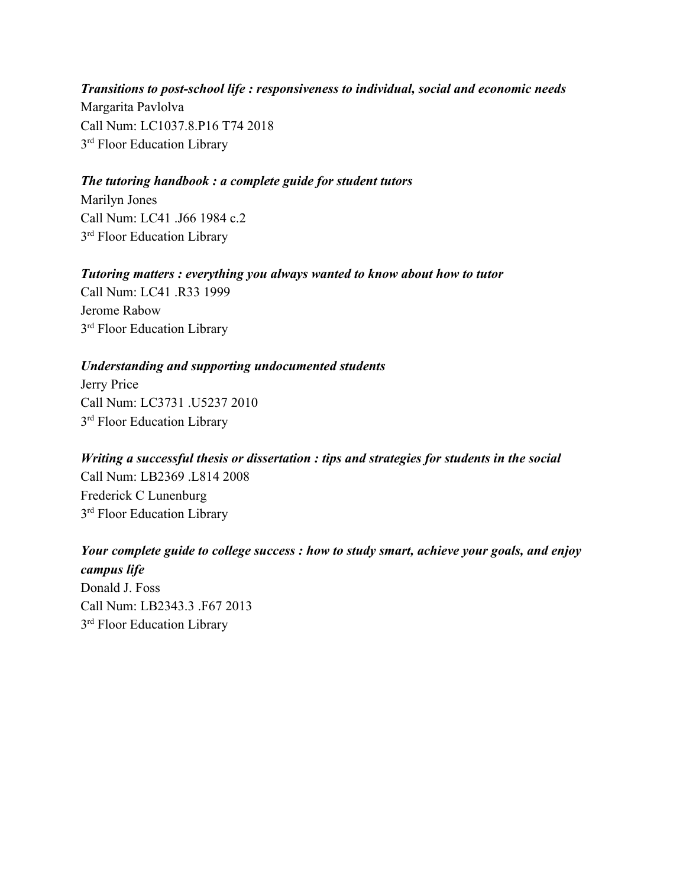***Transitions to post-school life : responsiveness to individual, social and economic needs***
Margarita Pavlolva
Call Num: LC1037.8.P16 T74 2018
3rd Floor Education Library

***The tutoring handbook : a complete guide for student tutors***
Marilyn Jones
Call Num: LC41 .J66 1984 c.2
3rd Floor Education Library

***Tutoring matters : everything you always wanted to know about how to tutor***
Call Num: LC41 .R33 1999
Jerome Rabow
3rd Floor Education Library

***Understanding and supporting undocumented students***
Jerry Price
Call Num: LC3731 .U5237 2010
3rd Floor Education Library

***Writing a successful thesis or dissertation : tips and strategies for students in the social***
Call Num: LB2369 .L814 2008
Frederick C Lunenburg
3rd Floor Education Library

***Your complete guide to college success : how to study smart, achieve your goals, and enjoy campus life***
Donald J. Foss
Call Num: LB2343.3 .F67 2013
3rd Floor Education Library